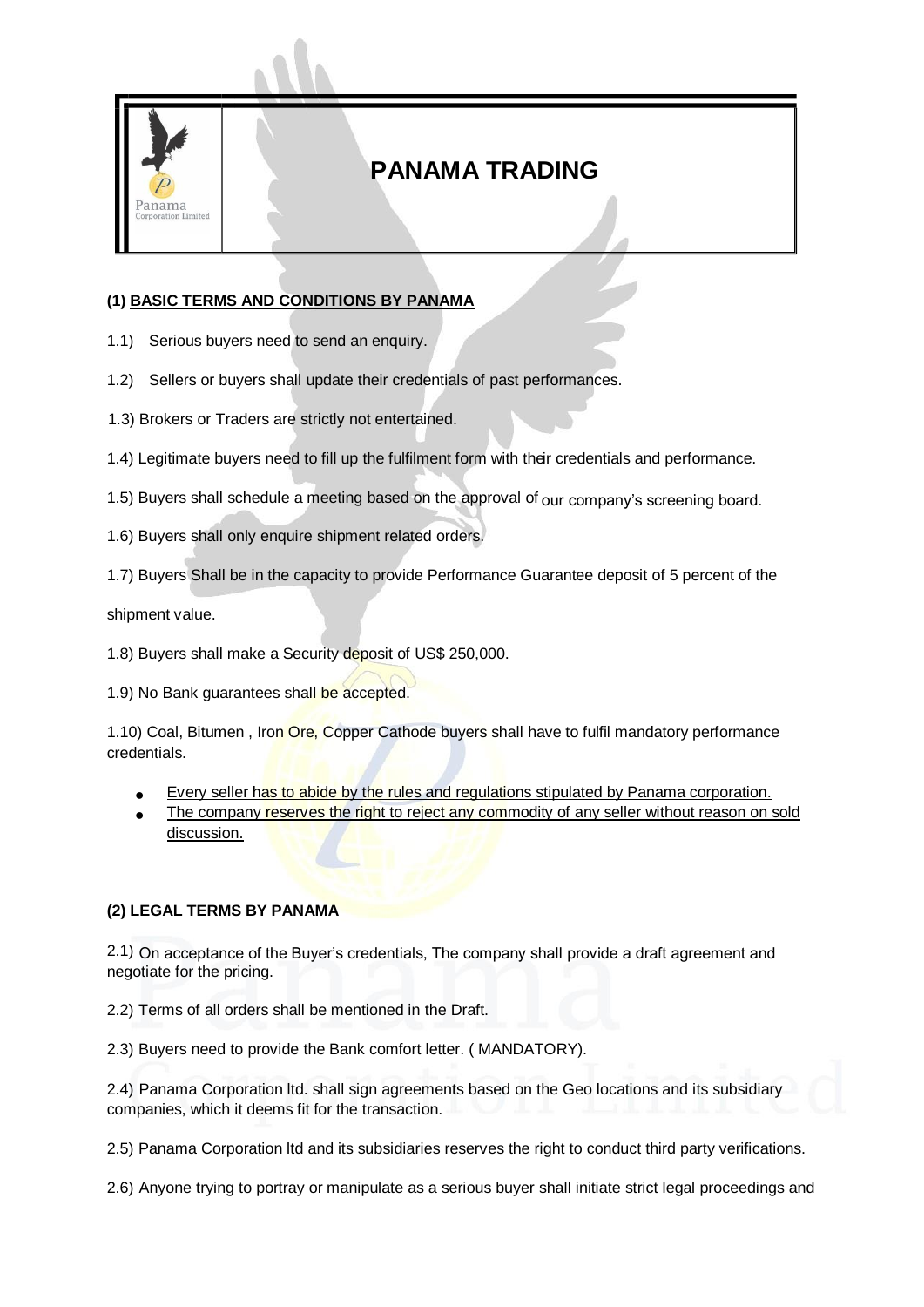# PANAMA TRADING

### (1) BASIC TERMS AND CONDITIONS BY PANAMA

1.1) Serious buyers need to send an enquiry.

1.2) Sellers or buyers shall update their credentials of past performances.

1.3) Brokers or Traders are strictly not entertained.

1.4) Legitimate buyers need to fill up the fulfilment form with their credentials and performance.

1.5) Buyers shall schedule a meeting based on the approval of our company's screening board.

1.6) Buyers shall only enquire shipment related orders.

1.7) Buyers Shall be in the capacity to provide Performance Guarantee deposit of 5 percent of the shipment value.

1.8) Buyers shall make a Security deposit of US$ 250,000.

1.9) No Bank guarantees shall be accepted.

1.10) Coal, Bitumen , Iron Ore, Copper Cathode buyers shall have to fulfil mandatory performance credentials.

- Every seller has to abide by the rules and regulations stipulated by Panama corporation.
- The company reserves the right to reject any commodity of any seller without reason on sold discussion.

### (2) LEGAL TERMS BY PANAMA

2.1) On acceptance of the Buyer's credentials, The company shall provide a draft agreement and negotiate for the pricing.

2.2) Terms of all orders shall be mentioned in the Draft.

2.3) Buyers need to provide the Bank comfort letter. ( MANDATORY).

2.4) Panama Corporation ltd. shall sign agreements based on the Geo locations and its subsidiary companies, which it deems fit for the transaction.

2.5) Panama Corporation ltd and its subsidiaries reserves the right to conduct third party verifications.

2.6) Anyone trying to portray or manipulate as a serious buyer shall initiate strict legal proceedings and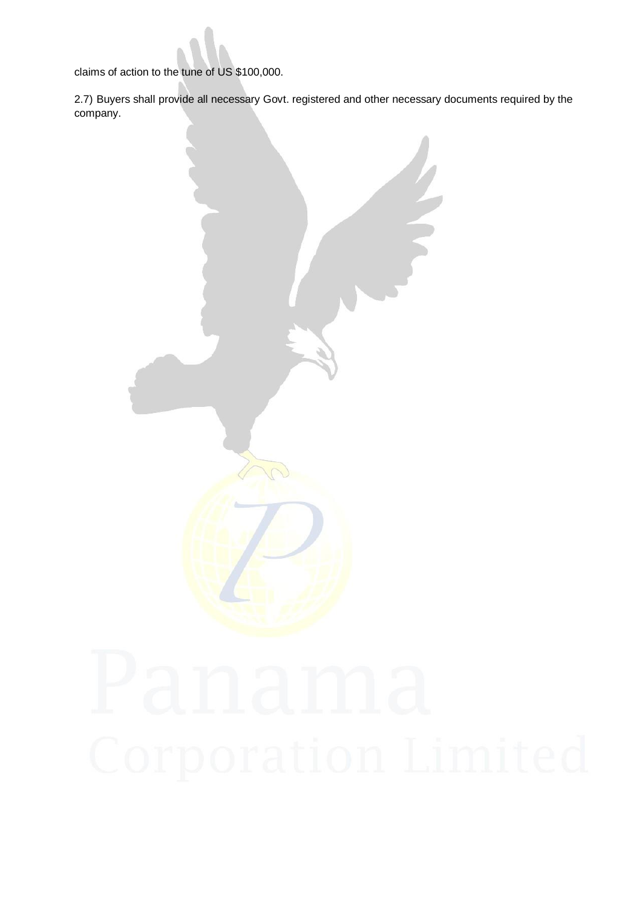claims of action to the tune of US $100,000.

2.7) Buyers shall provide all necessary Govt. registered and other necessary documents required by the company.